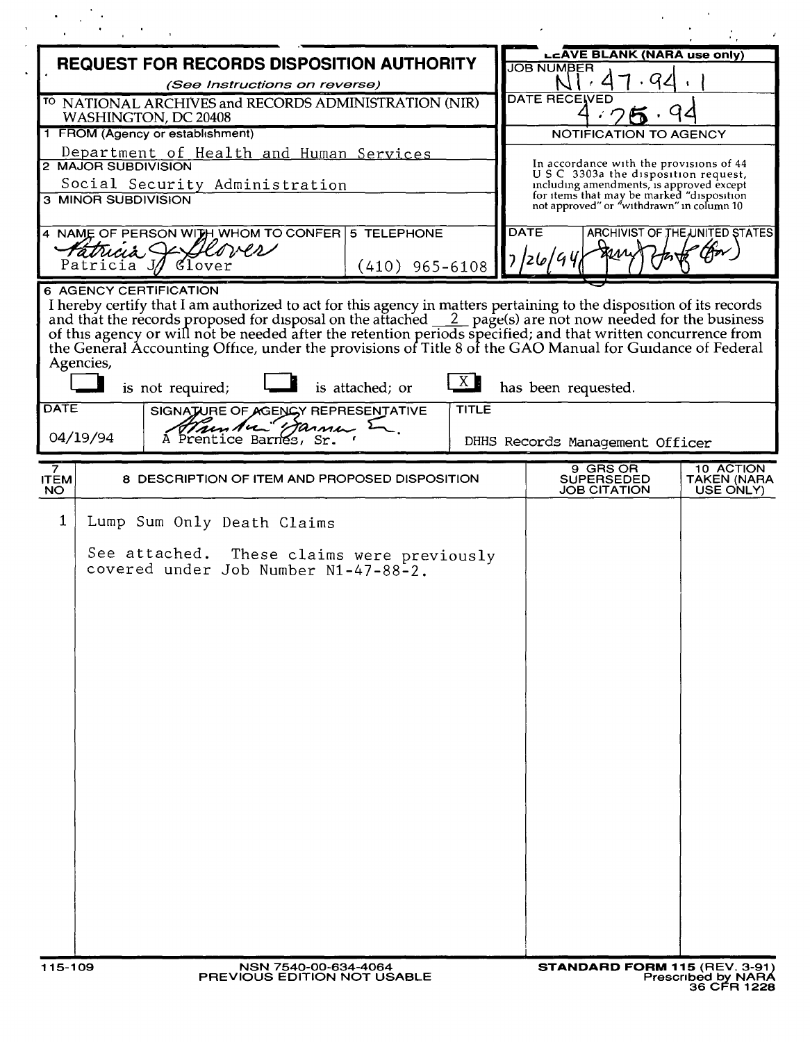# REQUEST FOR RECORDS DISPOSITION AUTHORITY

*(See Instructions on reverse)*

**LEAVE BLANK (NARA use only)**

JOB NUMBER: N1-47-94-1

DATE RECEIVED: 4-25-94

**NOTIFICATION TO AGENCY**

In accordance with the provisions of 44 U S C 3303a the disposition request, including amendments, is approved except for items that may be marked "disposition not approved" or "withdrawn" in column 10

DATE: 7/26/94

ARCHIVIST OF THE UNITED STATES: [signature]

TO NATIONAL ARCHIVES and RECORDS ADMINISTRATION (NIR) WASHINGTON, DC 20408

1 FROM (Agency or establishment)
Department of Health and Human Services

2 MAJOR SUBDIVISION
Social Security Administration

3 MINOR SUBDIVISION

4 NAME OF PERSON WITH WHOM TO CONFER
Patricia J Glover

5 TELEPHONE
(410) 965-6108

6 AGENCY CERTIFICATION

I hereby certify that I am authorized to act for this agency in matters pertaining to the disposition of its records and that the records proposed for disposal on the attached 2 page(s) are not now needed for the business of this agency or will not be needed after the retention periods specified; and that written concurrence from the General Accounting Office, under the provisions of Title 8 of the GAO Manual for Guidance of Federal Agencies,

☐ is not required; ☐ is attached; or [X] has been requested.

| DATE | SIGNATURE OF AGENCY REPRESENTATIVE | TITLE |
|---|---|---|
| 04/19/94 | A Prentice Barnes, Sr. | DHHS Records Management Officer |

| 7 ITEM NO | 8 DESCRIPTION OF ITEM AND PROPOSED DISPOSITION | 9 GRS OR SUPERSEDED JOB CITATION | 10 ACTION TAKEN (NARA USE ONLY) |
|---|---|---|---|
| 1 | Lump Sum Only Death Claims<br><br>See attached. These claims were previously covered under Job Number N1-47-88-2. | | |

115-109 NSN 7540-00-634-4064 PREVIOUS EDITION NOT USABLE

**STANDARD FORM 115** (REV. 3-91) Prescribed by NARA 36 CFR 1228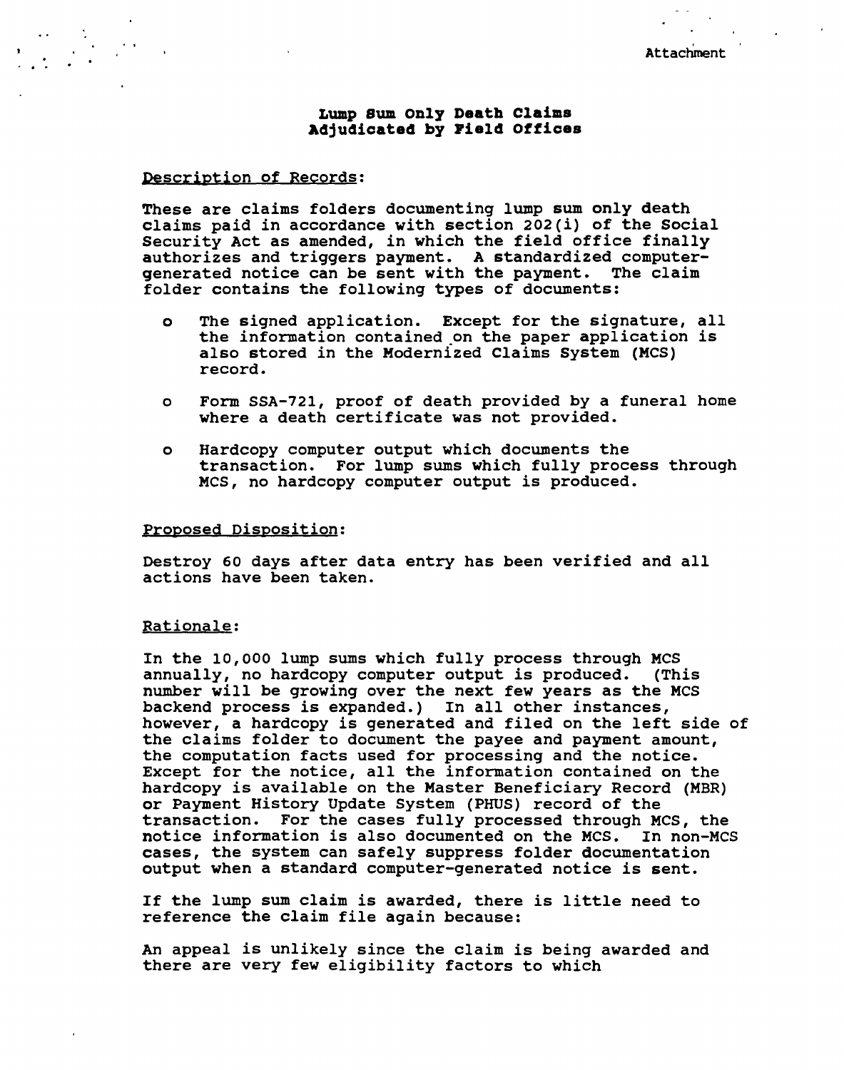Attachment

# Lump Sum Only Death Claims Adjudicated by Field Offices

Description of Records:

These are claims folders documenting lump sum only death claims paid in accordance with section 202(i) of the Social Security Act as amended, in which the field office finally authorizes and triggers payment. A standardized computer-generated notice can be sent with the payment. The claim folder contains the following types of documents:

- The signed application. Except for the signature, all the information contained on the paper application is also stored in the Modernized Claims System (MCS) record.
- Form SSA-721, proof of death provided by a funeral home where a death certificate was not provided.
- Hardcopy computer output which documents the transaction. For lump sums which fully process through MCS, no hardcopy computer output is produced.

Proposed Disposition:

Destroy 60 days after data entry has been verified and all actions have been taken.

Rationale:

In the 10,000 lump sums which fully process through MCS annually, no hardcopy computer output is produced. (This number will be growing over the next few years as the MCS backend process is expanded.) In all other instances, however, a hardcopy is generated and filed on the left side of the claims folder to document the payee and payment amount, the computation facts used for processing and the notice. Except for the notice, all the information contained on the hardcopy is available on the Master Beneficiary Record (MBR) or Payment History Update System (PHUS) record of the transaction. For the cases fully processed through MCS, the notice information is also documented on the MCS. In non-MCS cases, the system can safely suppress folder documentation output when a standard computer-generated notice is sent.

If the lump sum claim is awarded, there is little need to reference the claim file again because:

An appeal is unlikely since the claim is being awarded and there are very few eligibility factors to which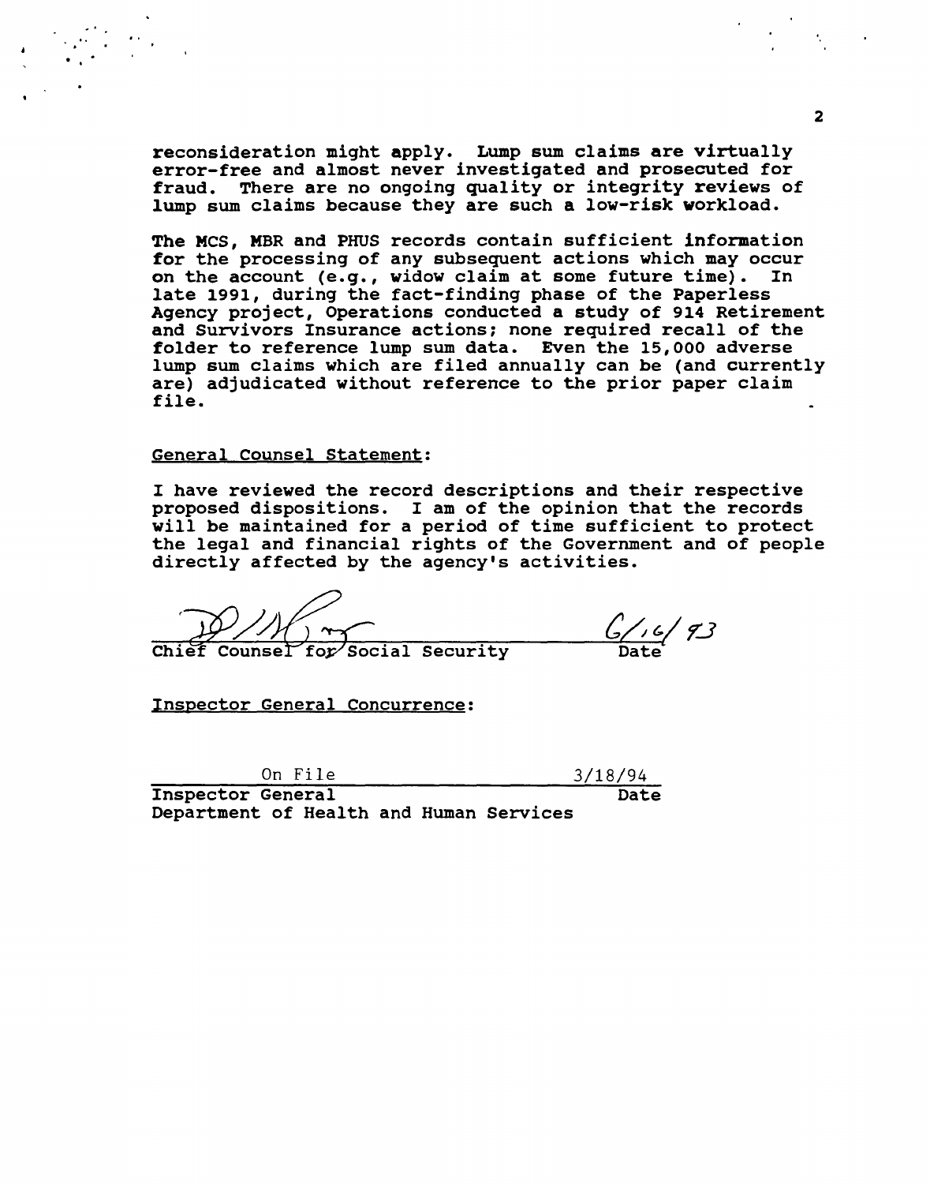reconsideration might apply. Lump sum claims are virtually error-free and almost never investigated and prosecuted for fraud. There are no ongoing quality or integrity reviews of lump sum claims because they are such a low-risk workload.

The MCS, MBR and PHUS records contain sufficient information for the processing of any subsequent actions which may occur on the account (e.g., widow claim at some future time). In late 1991, during the fact-finding phase of the Paperless Agency project, Operations conducted a study of 914 Retirement and Survivors Insurance actions; none required recall of the folder to reference lump sum data. Even the 15,000 adverse lump sum claims which are filed annually can be (and currently are) adjudicated without reference to the prior paper claim file.

General Counsel Statement:

I have reviewed the record descriptions and their respective proposed dispositions. I am of the opinion that the records will be maintained for a period of time sufficient to protect the legal and financial rights of the Government and of people directly affected by the agency's activities.

Chief Counsel for Social Security 6/16/93
Date

Inspector General Concurrence:

On File 3/18/94
Inspector General Date
Department of Health and Human Services